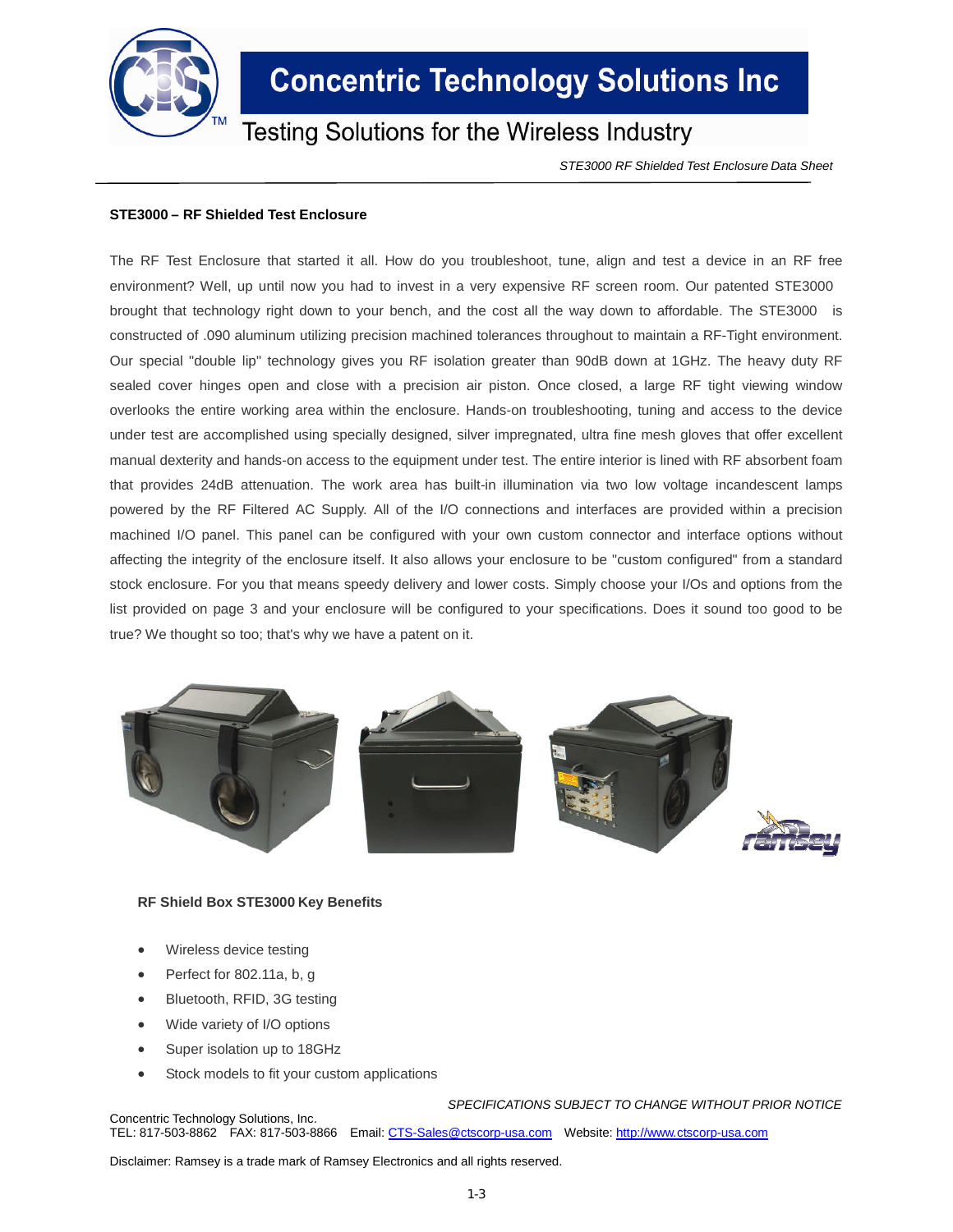# Concentric Technology Solutions Inc

Testing Solutions for the Wireless Industry

*STE3000 RF Shielded Test Enclosure Data Sheet*

**STE3000 – RF Shielded Test Enclosure**

The RF Test Enclosure that started it all. How do you troubleshoot, tune, align and test a device in an RF free environment? Well, up until now you had to invest in a very expensive RF screen room. Our patented STE3000 brought that technology right down to your bench, and the cost all the way down to affordable. The STE3000 is constructed of .090 aluminum utilizing precision machined tolerances throughout to maintain a RF-Tight environment. Our special "double lip" technology gives you RF isolation greater than 90dB down at 1GHz. The heavy duty RF sealed cover hinges open and close with a precision air piston. Once closed, a large RF tight viewing window overlooks the entire working area within the enclosure. Hands-on troubleshooting, tuning and access to the device under test are accomplished using specially designed, silver impregnated, ultra fine mesh gloves that offer excellent manual dexterity and hands-on access to the equipment under test. The entire interior is lined with RF absorbent foam that provides 24dB attenuation. The work area has built-in illumination via two low voltage incandescent lamps powered by the RF Filtered AC Supply. All of the I/O connections and interfaces are provided within a precision machined I/O panel. This panel can be configured with your own custom connector and interface options without affecting the integrity of the enclosure itself. It also allows your enclosure to be "custom configured" from a standard stock enclosure. For you that means speedy delivery and lower costs. Simply choose your I/Os and options from the list provided on page 3 and your enclosure will be configured to your specifications. Does it sound too good to be true? We thought so too; that's why we have a patent on it.

**RF Shield Box STE3000 Key Benefits**

- Wireless device testing
- Perfect for 802.11a, b, g
- Bluetooth, RFID, 3G testing
- Wide variety of I/O options
- Super isolation up to 18GHz
- Stock models to fit your custom applications

*SPECIFICATIONS SUBJECT TO CHANGE WITHOUT PRIOR NOTICE*

Concentric Technology Solutions, Inc.
TEL: 817-503-8862 FAX: 817-503-8866 Email: CTS-Sales@ctscorp-usa.com Website: http://www.ctscorp-usa.com

Disclaimer: Ramsey is a trade mark of Ramsey Electronics and all rights reserved.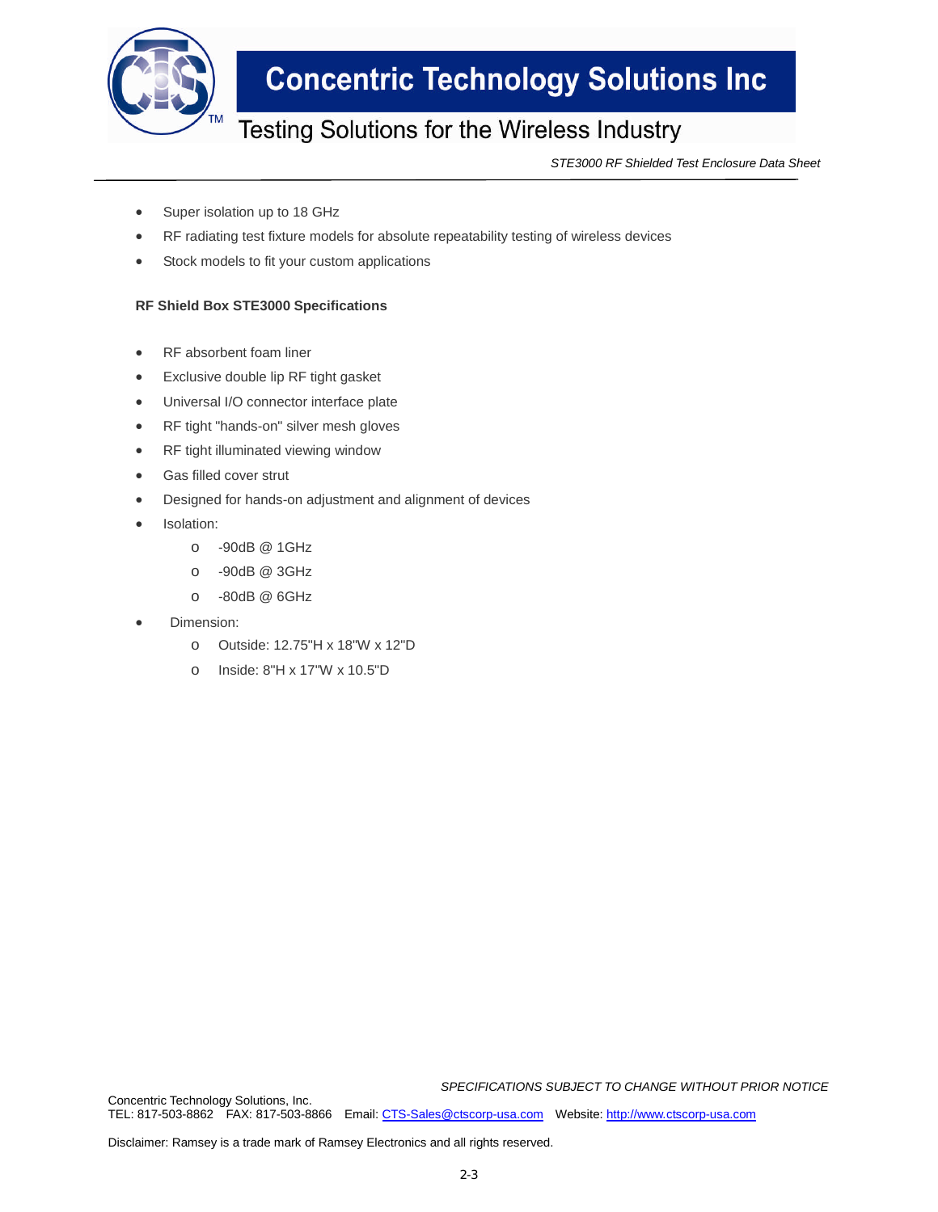- Super isolation up to 18 GHz
- RF radiating test fixture models for absolute repeatability testing of wireless devices
- Stock models to fit your custom applications

**RF Shield Box STE3000 Specifications**

- RF absorbent foam liner
- Exclusive double lip RF tight gasket
- Universal I/O connector interface plate
- RF tight "hands-on" silver mesh gloves
- RF tight illuminated viewing window
- Gas filled cover strut
- Designed for hands-on adjustment and alignment of devices
- Isolation:
  - -90dB @ 1GHz
  - -90dB @ 3GHz
  - -80dB @ 6GHz
- Dimension:
  - Outside: 12.75"H x 18"W x 12"D
  - Inside: 8"H x 17"W x 10.5"D

*SPECIFICATIONS SUBJECT TO CHANGE WITHOUT PRIOR NOTICE*

Concentric Technology Solutions, Inc.
TEL: 817-503-8862 FAX: 817-503-8866 Email: CTS-Sales@ctscorp-usa.com Website: http://www.ctscorp-usa.com

Disclaimer: Ramsey is a trade mark of Ramsey Electronics and all rights reserved.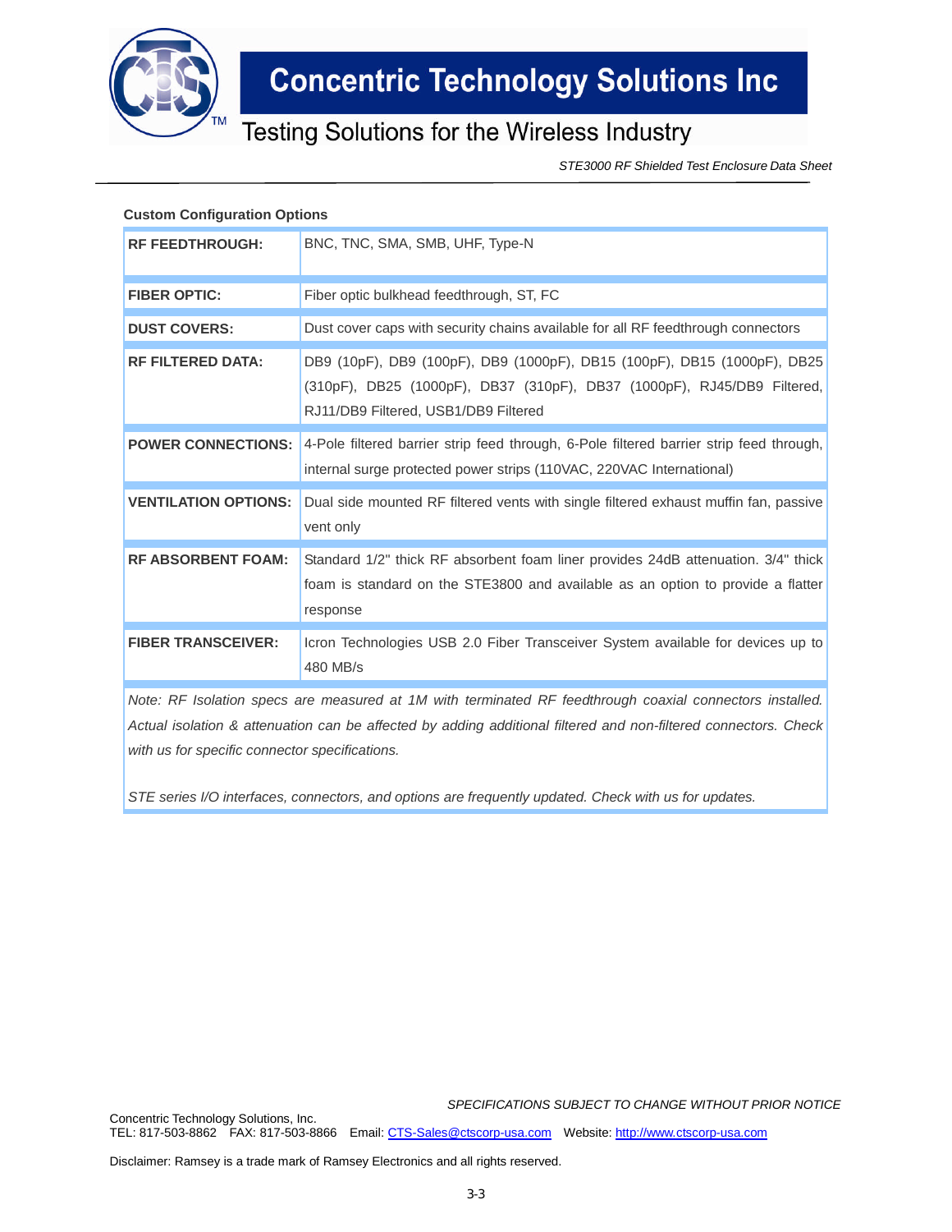**Custom Configuration Options**

| | |
|---|---|
| **RF FEEDTHROUGH:** | BNC, TNC, SMA, SMB, UHF, Type-N |
| **FIBER OPTIC:** | Fiber optic bulkhead feedthrough, ST, FC |
| **DUST COVERS:** | Dust cover caps with security chains available for all RF feedthrough connectors |
| **RF FILTERED DATA:** | DB9 (10pF), DB9 (100pF), DB9 (1000pF), DB15 (100pF), DB15 (1000pF), DB25 (310pF), DB25 (1000pF), DB37 (310pF), DB37 (1000pF), RJ45/DB9 Filtered, RJ11/DB9 Filtered, USB1/DB9 Filtered |
| **POWER CONNECTIONS:** | 4-Pole filtered barrier strip feed through, 6-Pole filtered barrier strip feed through, internal surge protected power strips (110VAC, 220VAC International) |
| **VENTILATION OPTIONS:** | Dual side mounted RF filtered vents with single filtered exhaust muffin fan, passive vent only |
| **RF ABSORBENT FOAM:** | Standard 1/2" thick RF absorbent foam liner provides 24dB attenuation. 3/4" thick foam is standard on the STE3800 and available as an option to provide a flatter response |
| **FIBER TRANSCEIVER:** | Icron Technologies USB 2.0 Fiber Transceiver System available for devices up to 480 MB/s |

*Note: RF Isolation specs are measured at 1M with terminated RF feedthrough coaxial connectors installed. Actual isolation & attenuation can be affected by adding additional filtered and non-filtered connectors. Check with us for specific connector specifications.*

*STE series I/O interfaces, connectors, and options are frequently updated. Check with us for updates.*

*SPECIFICATIONS SUBJECT TO CHANGE WITHOUT PRIOR NOTICE*

Concentric Technology Solutions, Inc.
TEL: 817-503-8862 FAX: 817-503-8866 Email: CTS-Sales@ctscorp-usa.com Website: http://www.ctscorp-usa.com

Disclaimer: Ramsey is a trade mark of Ramsey Electronics and all rights reserved.